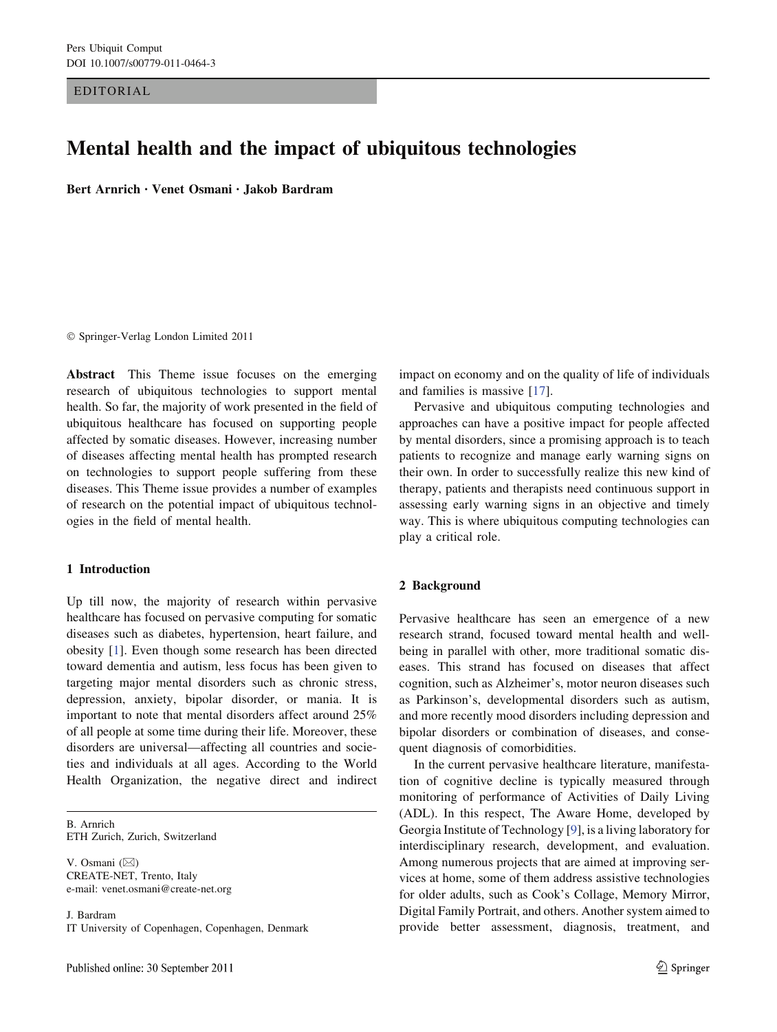EDITORIAL

# Mental health and the impact of ubiquitous technologies

**Bert Arnrich · Venet Osmani · Jakob Bardram**

© Springer-Verlag London Limited 2011

**Abstract** This Theme issue focuses on the emerging research of ubiquitous technologies to support mental health. So far, the majority of work presented in the field of ubiquitous healthcare has focused on supporting people affected by somatic diseases. However, increasing number of diseases affecting mental health has prompted research on technologies to support people suffering from these diseases. This Theme issue provides a number of examples of research on the potential impact of ubiquitous technologies in the field of mental health.

## 1 Introduction

Up till now, the majority of research within pervasive healthcare has focused on pervasive computing for somatic diseases such as diabetes, hypertension, heart failure, and obesity [1]. Even though some research has been directed toward dementia and autism, less focus has been given to targeting major mental disorders such as chronic stress, depression, anxiety, bipolar disorder, or mania. It is important to note that mental disorders affect around 25% of all people at some time during their life. Moreover, these disorders are universal—affecting all countries and societies and individuals at all ages. According to the World Health Organization, the negative direct and indirect impact on economy and on the quality of life of individuals and families is massive [17].

Pervasive and ubiquitous computing technologies and approaches can have a positive impact for people affected by mental disorders, since a promising approach is to teach patients to recognize and manage early warning signs on their own. In order to successfully realize this new kind of therapy, patients and therapists need continuous support in assessing early warning signs in an objective and timely way. This is where ubiquitous computing technologies can play a critical role.

## 2 Background

Pervasive healthcare has seen an emergence of a new research strand, focused toward mental health and well-being in parallel with other, more traditional somatic diseases. This strand has focused on diseases that affect cognition, such as Alzheimer's, motor neuron diseases such as Parkinson's, developmental disorders such as autism, and more recently mood disorders including depression and bipolar disorders or combination of diseases, and consequent diagnosis of comorbidities.

In the current pervasive healthcare literature, manifestation of cognitive decline is typically measured through monitoring of performance of Activities of Daily Living (ADL). In this respect, The Aware Home, developed by Georgia Institute of Technology [9], is a living laboratory for interdisciplinary research, development, and evaluation. Among numerous projects that are aimed at improving services at home, some of them address assistive technologies for older adults, such as Cook's Collage, Memory Mirror, Digital Family Portrait, and others. Another system aimed to provide better assessment, diagnosis, treatment, and

B. Arnrich
ETH Zurich, Zurich, Switzerland

V. Osmani (✉)
CREATE-NET, Trento, Italy
e-mail: venet.osmani@create-net.org

J. Bardram
IT University of Copenhagen, Copenhagen, Denmark

Published online: 30 September 2011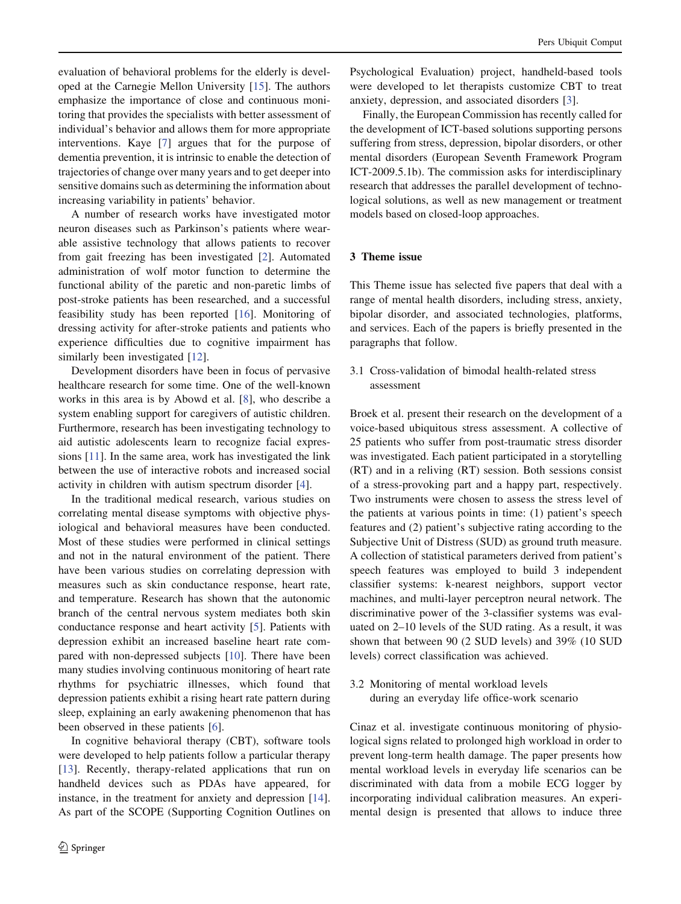evaluation of behavioral problems for the elderly is developed at the Carnegie Mellon University [15]. The authors emphasize the importance of close and continuous monitoring that provides the specialists with better assessment of individual's behavior and allows them for more appropriate interventions. Kaye [7] argues that for the purpose of dementia prevention, it is intrinsic to enable the detection of trajectories of change over many years and to get deeper into sensitive domains such as determining the information about increasing variability in patients' behavior.

A number of research works have investigated motor neuron diseases such as Parkinson's patients where wearable assistive technology that allows patients to recover from gait freezing has been investigated [2]. Automated administration of wolf motor function to determine the functional ability of the paretic and non-paretic limbs of post-stroke patients has been researched, and a successful feasibility study has been reported [16]. Monitoring of dressing activity for after-stroke patients and patients who experience difficulties due to cognitive impairment has similarly been investigated [12].

Development disorders have been in focus of pervasive healthcare research for some time. One of the well-known works in this area is by Abowd et al. [8], who describe a system enabling support for caregivers of autistic children. Furthermore, research has been investigating technology to aid autistic adolescents learn to recognize facial expressions [11]. In the same area, work has investigated the link between the use of interactive robots and increased social activity in children with autism spectrum disorder [4].

In the traditional medical research, various studies on correlating mental disease symptoms with objective physiological and behavioral measures have been conducted. Most of these studies were performed in clinical settings and not in the natural environment of the patient. There have been various studies on correlating depression with measures such as skin conductance response, heart rate, and temperature. Research has shown that the autonomic branch of the central nervous system mediates both skin conductance response and heart activity [5]. Patients with depression exhibit an increased baseline heart rate compared with non-depressed subjects [10]. There have been many studies involving continuous monitoring of heart rate rhythms for psychiatric illnesses, which found that depression patients exhibit a rising heart rate pattern during sleep, explaining an early awakening phenomenon that has been observed in these patients [6].

In cognitive behavioral therapy (CBT), software tools were developed to help patients follow a particular therapy [13]. Recently, therapy-related applications that run on handheld devices such as PDAs have appeared, for instance, in the treatment for anxiety and depression [14]. As part of the SCOPE (Supporting Cognition Outlines on Psychological Evaluation) project, handheld-based tools were developed to let therapists customize CBT to treat anxiety, depression, and associated disorders [3].

Finally, the European Commission has recently called for the development of ICT-based solutions supporting persons suffering from stress, depression, bipolar disorders, or other mental disorders (European Seventh Framework Program ICT-2009.5.1b). The commission asks for interdisciplinary research that addresses the parallel development of technological solutions, as well as new management or treatment models based on closed-loop approaches.

## 3 Theme issue

This Theme issue has selected five papers that deal with a range of mental health disorders, including stress, anxiety, bipolar disorder, and associated technologies, platforms, and services. Each of the papers is briefly presented in the paragraphs that follow.

### 3.1 Cross-validation of bimodal health-related stress assessment

Broek et al. present their research on the development of a voice-based ubiquitous stress assessment. A collective of 25 patients who suffer from post-traumatic stress disorder was investigated. Each patient participated in a storytelling (RT) and in a reliving (RT) session. Both sessions consist of a stress-provoking part and a happy part, respectively. Two instruments were chosen to assess the stress level of the patients at various points in time: (1) patient's speech features and (2) patient's subjective rating according to the Subjective Unit of Distress (SUD) as ground truth measure. A collection of statistical parameters derived from patient's speech features was employed to build 3 independent classifier systems: k-nearest neighbors, support vector machines, and multi-layer perceptron neural network. The discriminative power of the 3-classifier systems was evaluated on 2–10 levels of the SUD rating. As a result, it was shown that between 90 (2 SUD levels) and 39% (10 SUD levels) correct classification was achieved.

### 3.2 Monitoring of mental workload levels during an everyday life office-work scenario

Cinaz et al. investigate continuous monitoring of physiological signs related to prolonged high workload in order to prevent long-term health damage. The paper presents how mental workload levels in everyday life scenarios can be discriminated with data from a mobile ECG logger by incorporating individual calibration measures. An experimental design is presented that allows to induce three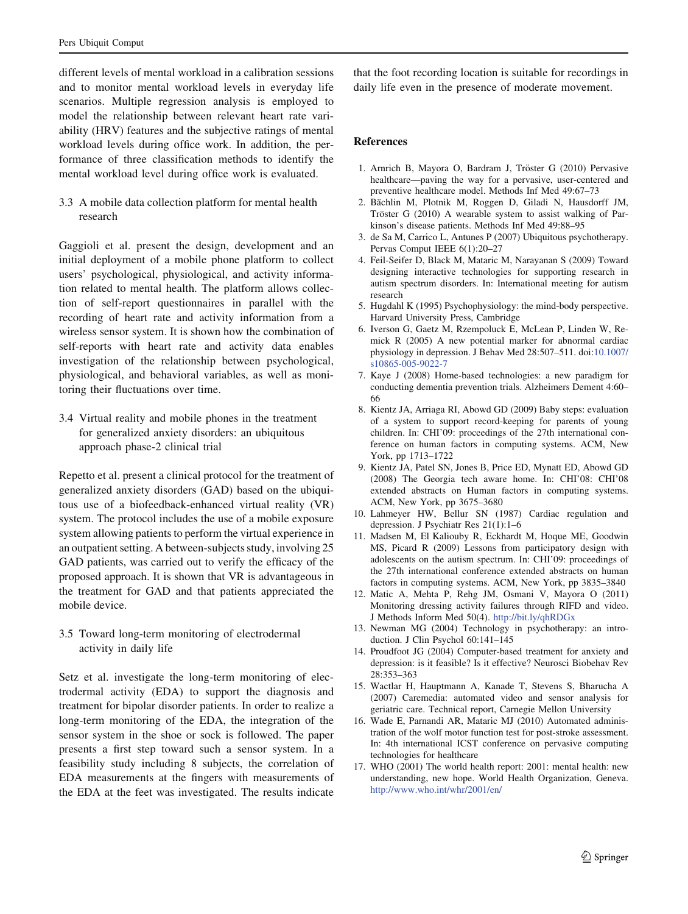different levels of mental workload in a calibration sessions and to monitor mental workload levels in everyday life scenarios. Multiple regression analysis is employed to model the relationship between relevant heart rate variability (HRV) features and the subjective ratings of mental workload levels during office work. In addition, the performance of three classification methods to identify the mental workload level during office work is evaluated.

### 3.3 A mobile data collection platform for mental health research

Gaggioli et al. present the design, development and an initial deployment of a mobile phone platform to collect users' psychological, physiological, and activity information related to mental health. The platform allows collection of self-report questionnaires in parallel with the recording of heart rate and activity information from a wireless sensor system. It is shown how the combination of self-reports with heart rate and activity data enables investigation of the relationship between psychological, physiological, and behavioral variables, as well as monitoring their fluctuations over time.

### 3.4 Virtual reality and mobile phones in the treatment for generalized anxiety disorders: an ubiquitous approach phase-2 clinical trial

Repetto et al. present a clinical protocol for the treatment of generalized anxiety disorders (GAD) based on the ubiquitous use of a biofeedback-enhanced virtual reality (VR) system. The protocol includes the use of a mobile exposure system allowing patients to perform the virtual experience in an outpatient setting. A between-subjects study, involving 25 GAD patients, was carried out to verify the efficacy of the proposed approach. It is shown that VR is advantageous in the treatment for GAD and that patients appreciated the mobile device.

### 3.5 Toward long-term monitoring of electrodermal activity in daily life

Setz et al. investigate the long-term monitoring of electrodermal activity (EDA) to support the diagnosis and treatment for bipolar disorder patients. In order to realize a long-term monitoring of the EDA, the integration of the sensor system in the shoe or sock is followed. The paper presents a first step toward such a sensor system. In a feasibility study including 8 subjects, the correlation of EDA measurements at the fingers with measurements of the EDA at the feet was investigated. The results indicate that the foot recording location is suitable for recordings in daily life even in the presence of moderate movement.

## References

1. Arnrich B, Mayora O, Bardram J, Tröster G (2010) Pervasive healthcare—paving the way for a pervasive, user-centered and preventive healthcare model. Methods Inf Med 49:67–73
2. Bächlin M, Plotnik M, Roggen D, Giladi N, Hausdorff JM, Tröster G (2010) A wearable system to assist walking of Parkinson's disease patients. Methods Inf Med 49:88–95
3. de Sa M, Carrico L, Antunes P (2007) Ubiquitous psychotherapy. Pervas Comput IEEE 6(1):20–27
4. Feil-Seifer D, Black M, Mataric M, Narayanan S (2009) Toward designing interactive technologies for supporting research in autism spectrum disorders. In: International meeting for autism research
5. Hugdahl K (1995) Psychophysiology: the mind-body perspective. Harvard University Press, Cambridge
6. Iverson G, Gaetz M, Rzempoluck E, McLean P, Linden W, Remick R (2005) A new potential marker for abnormal cardiac physiology in depression. J Behav Med 28:507–511. doi:10.1007/s10865-005-9022-7
7. Kaye J (2008) Home-based technologies: a new paradigm for conducting dementia prevention trials. Alzheimers Dement 4:60–66
8. Kientz JA, Arriaga RI, Abowd GD (2009) Baby steps: evaluation of a system to support record-keeping for parents of young children. In: CHI'09: proceedings of the 27th international conference on human factors in computing systems. ACM, New York, pp 1713–1722
9. Kientz JA, Patel SN, Jones B, Price ED, Mynatt ED, Abowd GD (2008) The Georgia tech aware home. In: CHI'08: CHI'08 extended abstracts on Human factors in computing systems. ACM, New York, pp 3675–3680
10. Lahmeyer HW, Bellur SN (1987) Cardiac regulation and depression. J Psychiatr Res 21(1):1–6
11. Madsen M, El Kaliouby R, Eckhardt M, Hoque ME, Goodwin MS, Picard R (2009) Lessons from participatory design with adolescents on the autism spectrum. In: CHI'09: proceedings of the 27th international conference extended abstracts on human factors in computing systems. ACM, New York, pp 3835–3840
12. Matic A, Mehta P, Rehg JM, Osmani V, Mayora O (2011) Monitoring dressing activity failures through RIFD and video. J Methods Inform Med 50(4). http://bit.ly/qhRDGx
13. Newman MG (2004) Technology in psychotherapy: an introduction. J Clin Psychol 60:141–145
14. Proudfoot JG (2004) Computer-based treatment for anxiety and depression: is it feasible? Is it effective? Neurosci Biobehav Rev 28:353–363
15. Wactlar H, Hauptmann A, Kanade T, Stevens S, Bharucha A (2007) Caremedia: automated video and sensor analysis for geriatric care. Technical report, Carnegie Mellon University
16. Wade E, Parnandi AR, Mataric MJ (2010) Automated administration of the wolf motor function test for post-stroke assessment. In: 4th international ICST conference on pervasive computing technologies for healthcare
17. WHO (2001) The world health report: 2001: mental health: new understanding, new hope. World Health Organization, Geneva. http://www.who.int/whr/2001/en/